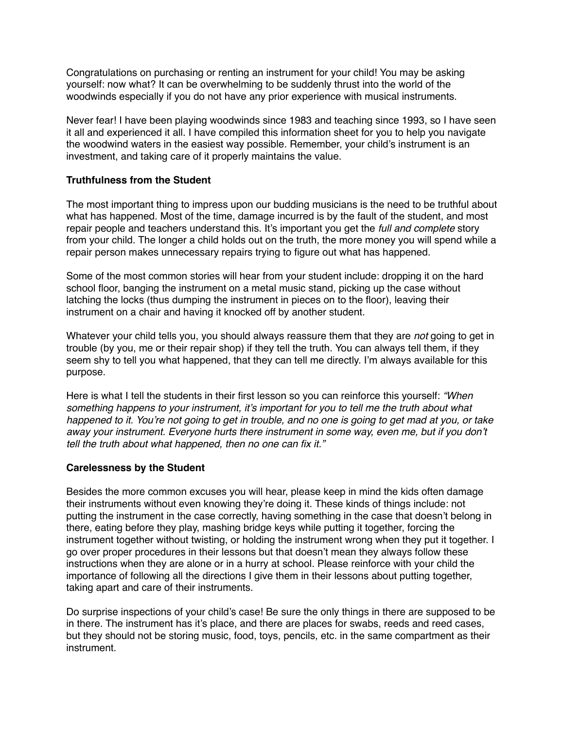Congratulations on purchasing or renting an instrument for your child! You may be asking yourself: now what? It can be overwhelming to be suddenly thrust into the world of the woodwinds especially if you do not have any prior experience with musical instruments.

Never fear! I have been playing woodwinds since 1983 and teaching since 1993, so I have seen it all and experienced it all. I have compiled this information sheet for you to help you navigate the woodwind waters in the easiest way possible. Remember, your child's instrument is an investment, and taking care of it properly maintains the value.

**Truthfulness from the Student**

The most important thing to impress upon our budding musicians is the need to be truthful about what has happened. Most of the time, damage incurred is by the fault of the student, and most repair people and teachers understand this. It's important you get the *full and complete* story from your child. The longer a child holds out on the truth, the more money you will spend while a repair person makes unnecessary repairs trying to figure out what has happened.

Some of the most common stories will hear from your student include: dropping it on the hard school floor, banging the instrument on a metal music stand, picking up the case without latching the locks (thus dumping the instrument in pieces on to the floor), leaving their instrument on a chair and having it knocked off by another student.

Whatever your child tells you, you should always reassure them that they are *not* going to get in trouble (by you, me or their repair shop) if they tell the truth. You can always tell them, if they seem shy to tell you what happened, that they can tell me directly. I'm always available for this purpose.

Here is what I tell the students in their first lesson so you can reinforce this yourself: *"When something happens to your instrument, it's important for you to tell me the truth about what happened to it. You're not going to get in trouble, and no one is going to get mad at you, or take away your instrument. Everyone hurts there instrument in some way, even me, but if you don't tell the truth about what happened, then no one can fix it."*

**Carelessness by the Student**

Besides the more common excuses you will hear, please keep in mind the kids often damage their instruments without even knowing they're doing it. These kinds of things include: not putting the instrument in the case correctly, having something in the case that doesn't belong in there, eating before they play, mashing bridge keys while putting it together, forcing the instrument together without twisting, or holding the instrument wrong when they put it together. I go over proper procedures in their lessons but that doesn't mean they always follow these instructions when they are alone or in a hurry at school. Please reinforce with your child the importance of following all the directions I give them in their lessons about putting together, taking apart and care of their instruments.

Do surprise inspections of your child's case! Be sure the only things in there are supposed to be in there. The instrument has it's place, and there are places for swabs, reeds and reed cases, but they should not be storing music, food, toys, pencils, etc. in the same compartment as their instrument.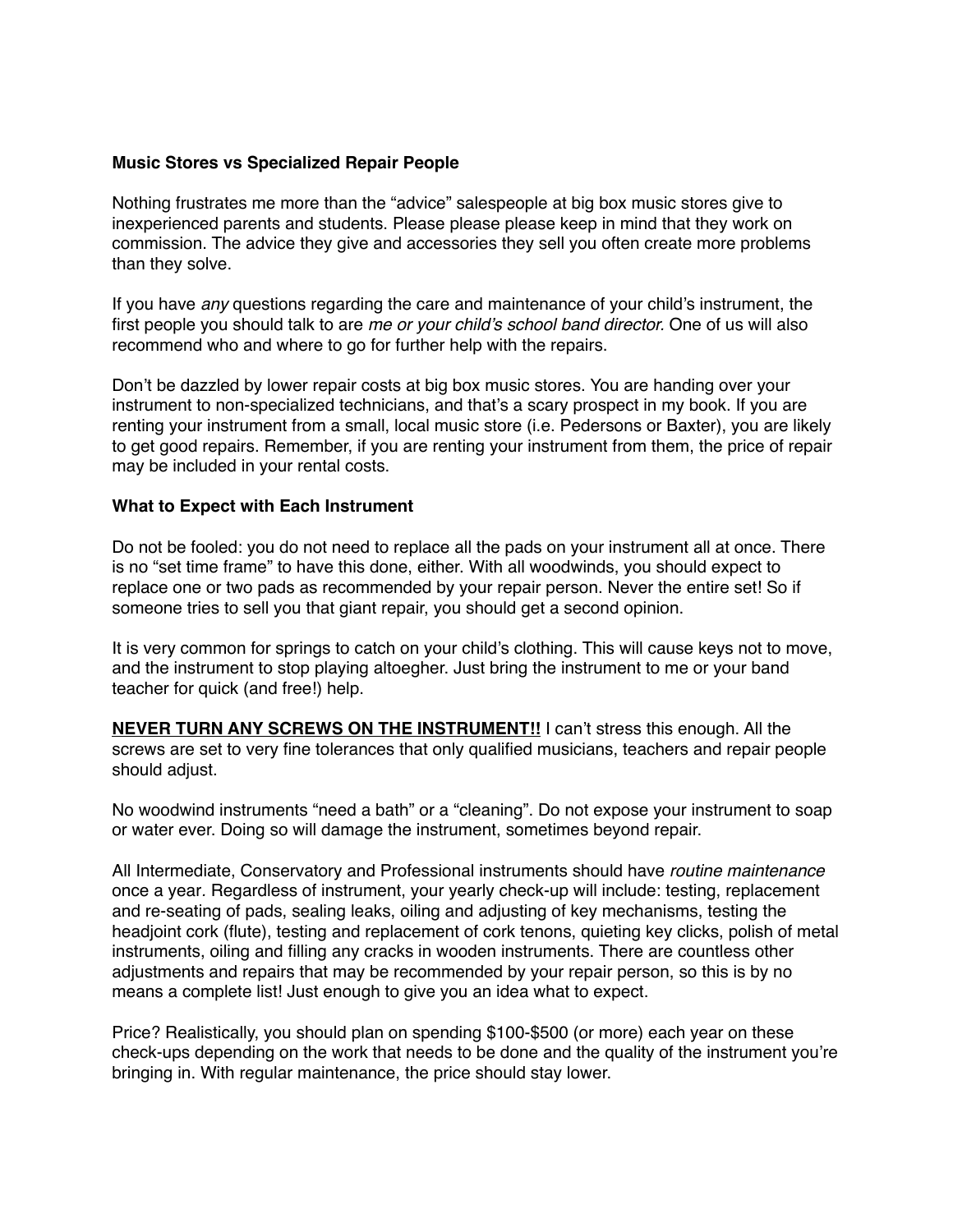**Music Stores vs Specialized Repair People**

Nothing frustrates me more than the “advice” salespeople at big box music stores give to inexperienced parents and students. Please please please keep in mind that they work on commission. The advice they give and accessories they sell you often create more problems than they solve.

If you have *any* questions regarding the care and maintenance of your child’s instrument, the first people you should talk to are *me or your child’s school band director.* One of us will also recommend who and where to go for further help with the repairs.

Don’t be dazzled by lower repair costs at big box music stores. You are handing over your instrument to non-specialized technicians, and that’s a scary prospect in my book. If you are renting your instrument from a small, local music store (i.e. Pedersons or Baxter), you are likely to get good repairs. Remember, if you are renting your instrument from them, the price of repair may be included in your rental costs.

**What to Expect with Each Instrument**

Do not be fooled: you do not need to replace all the pads on your instrument all at once. There is no “set time frame” to have this done, either. With all woodwinds, you should expect to replace one or two pads as recommended by your repair person. Never the entire set! So if someone tries to sell you that giant repair, you should get a second opinion.

It is very common for springs to catch on your child’s clothing. This will cause keys not to move, and the instrument to stop playing altoegher. Just bring the instrument to me or your band teacher for quick (and free!) help.

<u>**NEVER TURN ANY SCREWS ON THE INSTRUMENT!!**</u> I can’t stress this enough. All the screws are set to very fine tolerances that only qualified musicians, teachers and repair people should adjust.

No woodwind instruments “need a bath” or a “cleaning”. Do not expose your instrument to soap or water ever. Doing so will damage the instrument, sometimes beyond repair.

All Intermediate, Conservatory and Professional instruments should have *routine maintenance* once a year. Regardless of instrument, your yearly check-up will include: testing, replacement and re-seating of pads, sealing leaks, oiling and adjusting of key mechanisms, testing the headjoint cork (flute), testing and replacement of cork tenons, quieting key clicks, polish of metal instruments, oiling and filling any cracks in wooden instruments. There are countless other adjustments and repairs that may be recommended by your repair person, so this is by no means a complete list! Just enough to give you an idea what to expect.

Price? Realistically, you should plan on spending $100-$500 (or more) each year on these check-ups depending on the work that needs to be done and the quality of the instrument you’re bringing in. With regular maintenance, the price should stay lower.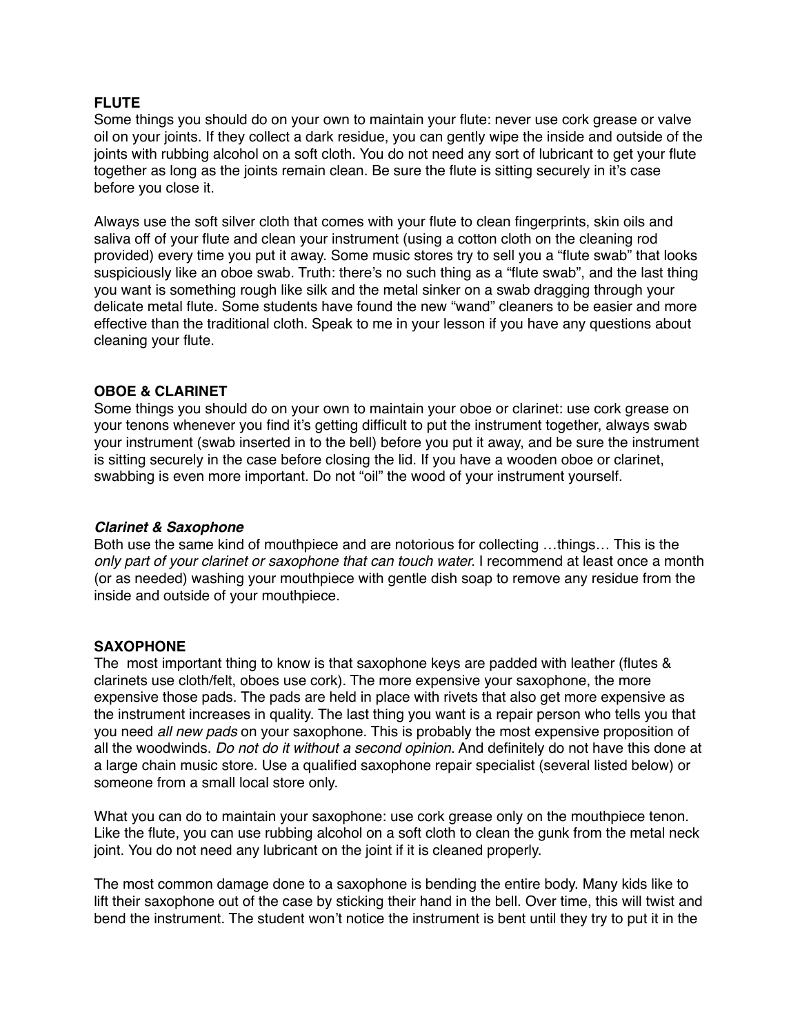**FLUTE**

Some things you should do on your own to maintain your flute: never use cork grease or valve oil on your joints. If they collect a dark residue, you can gently wipe the inside and outside of the joints with rubbing alcohol on a soft cloth. You do not need any sort of lubricant to get your flute together as long as the joints remain clean. Be sure the flute is sitting securely in it's case before you close it.

Always use the soft silver cloth that comes with your flute to clean fingerprints, skin oils and saliva off of your flute and clean your instrument (using a cotton cloth on the cleaning rod provided) every time you put it away. Some music stores try to sell you a "flute swab" that looks suspiciously like an oboe swab. Truth: there's no such thing as a "flute swab", and the last thing you want is something rough like silk and the metal sinker on a swab dragging through your delicate metal flute. Some students have found the new "wand" cleaners to be easier and more effective than the traditional cloth. Speak to me in your lesson if you have any questions about cleaning your flute.

**OBOE & CLARINET**

Some things you should do on your own to maintain your oboe or clarinet: use cork grease on your tenons whenever you find it's getting difficult to put the instrument together, always swab your instrument (swab inserted in to the bell) before you put it away, and be sure the instrument is sitting securely in the case before closing the lid. If you have a wooden oboe or clarinet, swabbing is even more important. Do not "oil" the wood of your instrument yourself.

***Clarinet & Saxophone***

Both use the same kind of mouthpiece and are notorious for collecting …things… This is the *only part of your clarinet or saxophone that can touch water.* I recommend at least once a month (or as needed) washing your mouthpiece with gentle dish soap to remove any residue from the inside and outside of your mouthpiece.

**SAXOPHONE**

The most important thing to know is that saxophone keys are padded with leather (flutes & clarinets use cloth/felt, oboes use cork). The more expensive your saxophone, the more expensive those pads. The pads are held in place with rivets that also get more expensive as the instrument increases in quality. The last thing you want is a repair person who tells you that you need *all new pads* on your saxophone. This is probably the most expensive proposition of all the woodwinds. *Do not do it without a second opinion.* And definitely do not have this done at a large chain music store. Use a qualified saxophone repair specialist (several listed below) or someone from a small local store only.

What you can do to maintain your saxophone: use cork grease only on the mouthpiece tenon. Like the flute, you can use rubbing alcohol on a soft cloth to clean the gunk from the metal neck joint. You do not need any lubricant on the joint if it is cleaned properly.

The most common damage done to a saxophone is bending the entire body. Many kids like to lift their saxophone out of the case by sticking their hand in the bell. Over time, this will twist and bend the instrument. The student won't notice the instrument is bent until they try to put it in the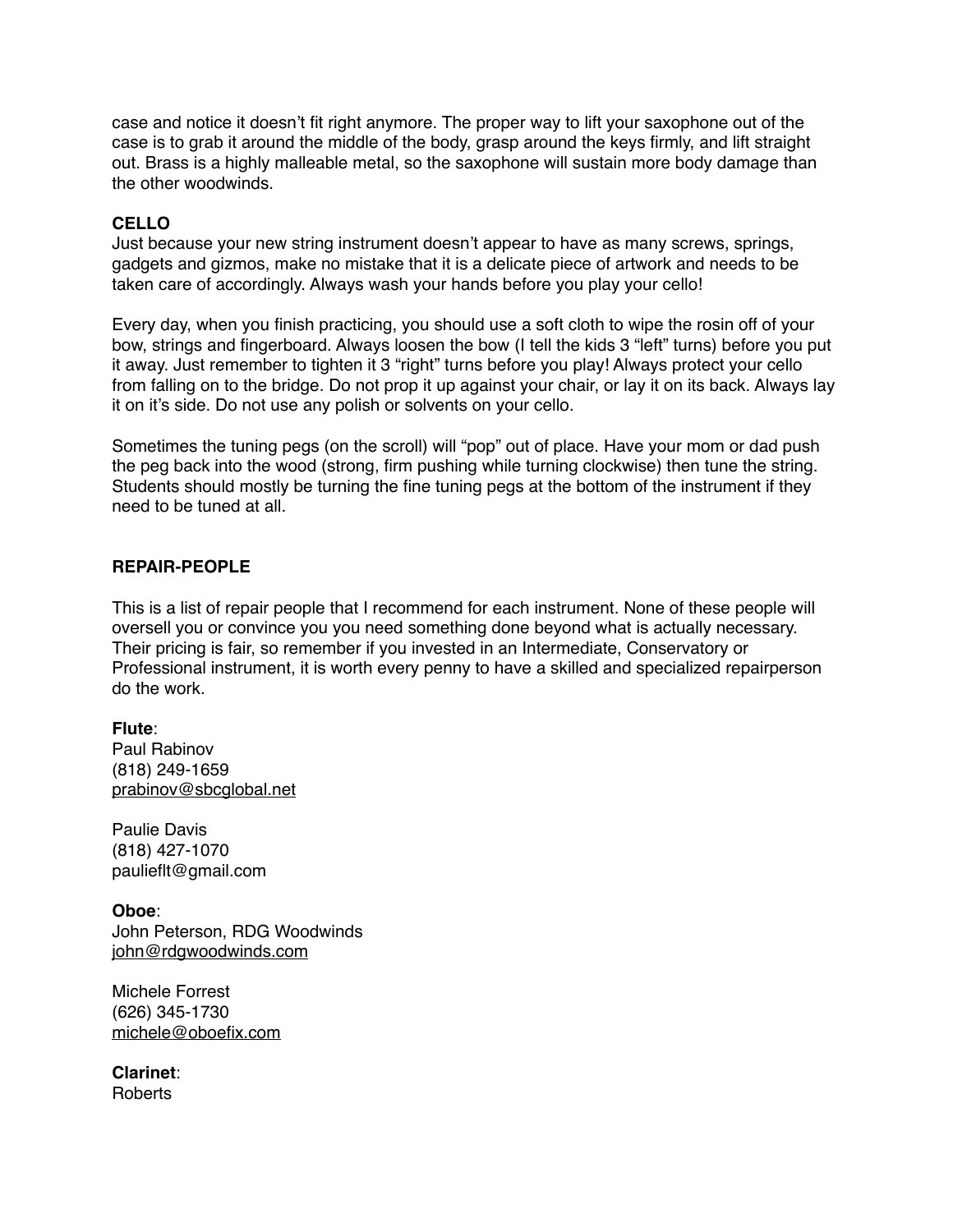case and notice it doesn't fit right anymore. The proper way to lift your saxophone out of the case is to grab it around the middle of the body, grasp around the keys firmly, and lift straight out. Brass is a highly malleable metal, so the saxophone will sustain more body damage than the other woodwinds.

**CELLO**

Just because your new string instrument doesn't appear to have as many screws, springs, gadgets and gizmos, make no mistake that it is a delicate piece of artwork and needs to be taken care of accordingly. Always wash your hands before you play your cello!

Every day, when you finish practicing, you should use a soft cloth to wipe the rosin off of your bow, strings and fingerboard. Always loosen the bow (I tell the kids 3 "left" turns) before you put it away. Just remember to tighten it 3 "right" turns before you play! Always protect your cello from falling on to the bridge. Do not prop it up against your chair, or lay it on its back. Always lay it on it's side. Do not use any polish or solvents on your cello.

Sometimes the tuning pegs (on the scroll) will "pop" out of place. Have your mom or dad push the peg back into the wood (strong, firm pushing while turning clockwise) then tune the string. Students should mostly be turning the fine tuning pegs at the bottom of the instrument if they need to be tuned at all.

**REPAIR-PEOPLE**

This is a list of repair people that I recommend for each instrument. None of these people will oversell you or convince you you need something done beyond what is actually necessary. Their pricing is fair, so remember if you invested in an Intermediate, Conservatory or Professional instrument, it is worth every penny to have a skilled and specialized repairperson do the work.

**Flute**:
Paul Rabinov
(818) 249-1659
prabinov@sbcglobal.net

Paulie Davis
(818) 427-1070
pauliefIt@gmail.com

**Oboe**:
John Peterson, RDG Woodwinds
john@rdgwoodwinds.com

Michele Forrest
(626) 345-1730
michele@oboefix.com

**Clarinet**:
Roberts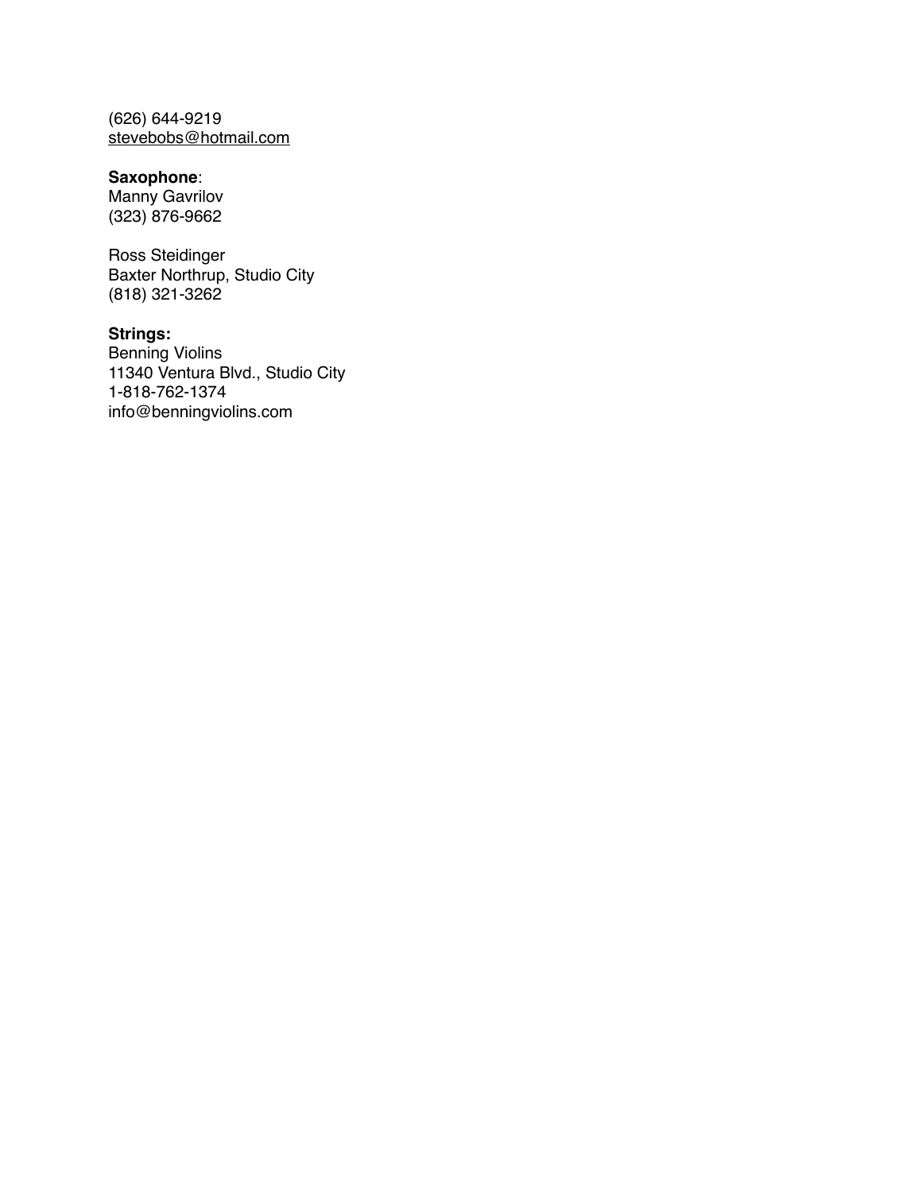(626) 644-9219
stevebobs@hotmail.com

**Saxophone**:
Manny Gavrilov
(323) 876-9662

Ross Steidinger
Baxter Northrup, Studio City
(818) 321-3262

**Strings:**
Benning Violins
11340 Ventura Blvd., Studio City
1-818-762-1374
info@benningviolins.com